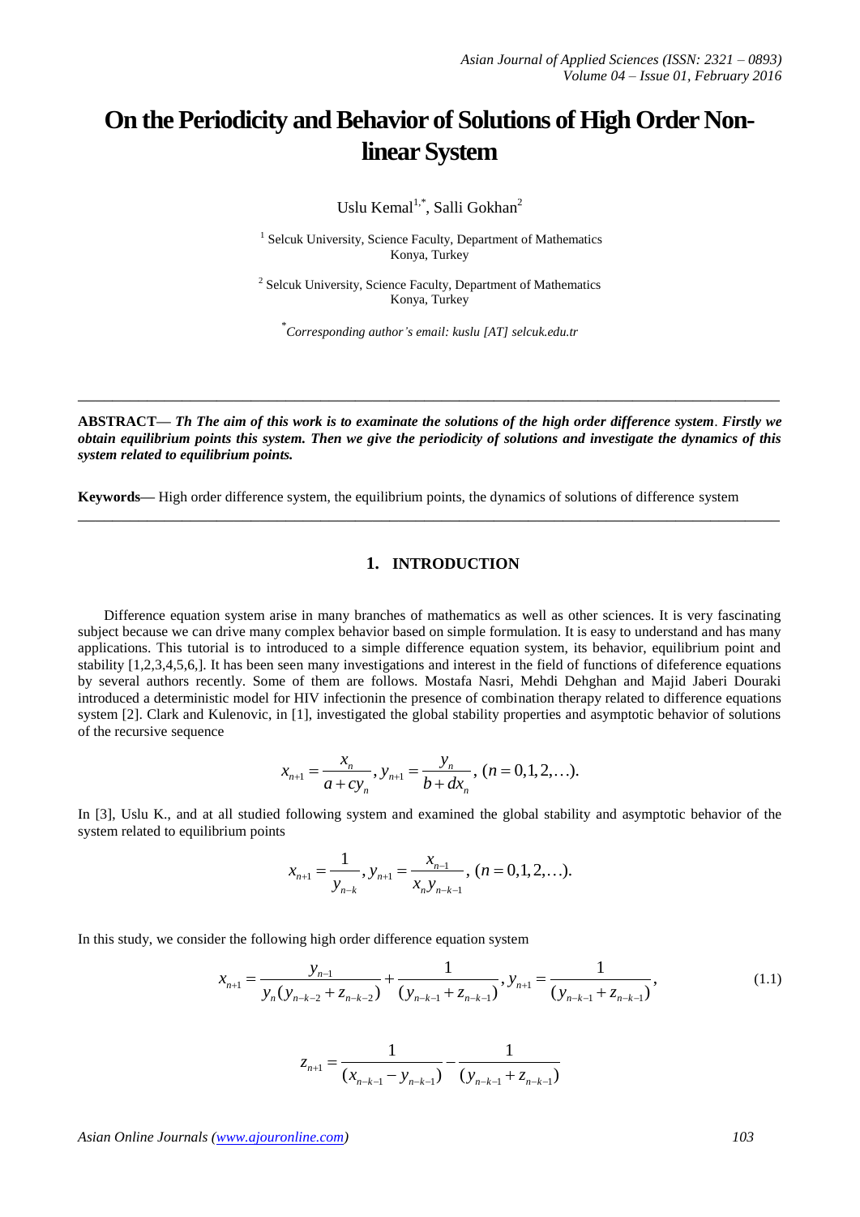# On the Periodicity and Behavior of Solutions of High Order Non-linear System

Uslu Kemal[1,*], Salli Gokhan[2]

[1] Selcuk University, Science Faculty, Department of Mathematics
Konya, Turkey

[2] Selcuk University, Science Faculty, Department of Mathematics
Konya, Turkey

*Corresponding author's email: kuslu [AT] selcuk.edu.tr*

---

**ABSTRACT—** ***Th The aim of this work is to examine the solutions of the high order difference system. Firstly we obtain equilibrium points this system. Then we give the periodicity of solutions and investigate the dynamics of this system related to equilibrium points.***

**Keywords—** High order difference system, the equilibrium points, the dynamics of solutions of difference system

---

## 1. INTRODUCTION

Difference equation system arise in many branches of mathematics as well as other sciences. It is very fascinating subject because we can drive many complex behavior based on simple formulation. It is easy to understand and has many applications. This tutorial is to introduced to a simple difference equation system, its behavior, equilibrium point and stability [1,2,3,4,5,6,]. It has been seen many investigations and interest in the field of functions of difeference equations by several authors recently. Some of them are follows. Mostafa Nasri, Mehdi Dehghan and Majid Jaberi Douraki introduced a deterministic model for HIV infectionin the presence of combination therapy related to difference equations system [2]. Clark and Kulenovic, in [1], investigated the global stability properties and asymptotic behavior of solutions of the recursive sequence

$$x_{n+1} = \frac{x_n}{a + cy_n}, y_{n+1} = \frac{y_n}{b + dx_n}, \ (n = 0,1,2,\ldots).$$

In [3], Uslu K., and at all studied following system and examined the global stability and asymptotic behavior of the system related to equilibrium points

$$x_{n+1} = \frac{1}{y_{n-k}}, y_{n+1} = \frac{x_{n-1}}{x_n y_{n-k-1}}, \ (n = 0,1,2,\ldots).$$

In this study, we consider the following high order difference equation system

$$x_{n+1} = \frac{y_{n-1}}{y_n(y_{n-k-2} + z_{n-k-2})} + \frac{1}{(y_{n-k-1} + z_{n-k-1})}, y_{n+1} = \frac{1}{(y_{n-k-1} + z_{n-k-1})}, \tag{1.1}$$

$$z_{n+1} = \frac{1}{(x_{n-k-1} - y_{n-k-1})} - \frac{1}{(y_{n-k-1} + z_{n-k-1})}$$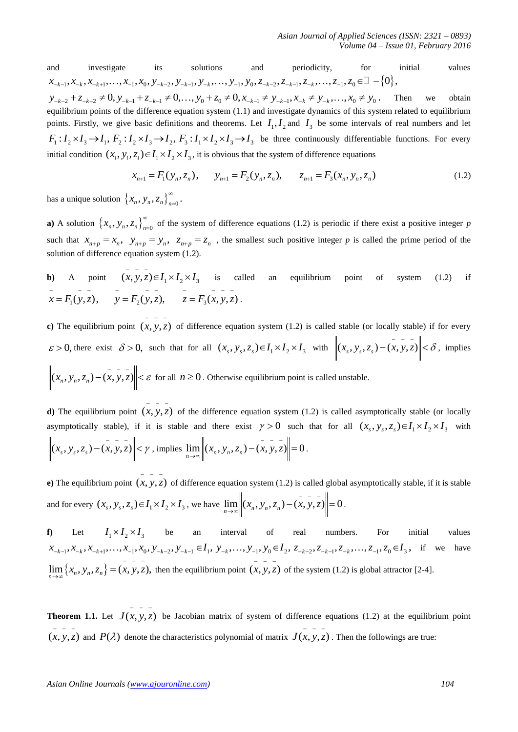and investigate its solutions and periodicity, for initial values $x_{-k-1}, x_{-k}, x_{-k+1}, \ldots, x_{-1}, x_0, y_{-k-2}, y_{-k-1}, y_{-k}, \ldots, y_{-1}, y_0, z_{-k-2}, z_{-k-1}, z_{-k}, \ldots, z_{-1}, z_0 \in \mathbb{R} - \{0\}$, $y_{-k-2} + z_{-k-2} \neq 0, y_{-k-1} + z_{-k-1} \neq 0, \ldots, y_0 + z_0 \neq 0, x_{-k-1} \neq y_{-k-1}, x_{-k} \neq y_{-k}, \ldots, x_0 \neq y_0$. Then we obtain equilibrium points of the difference equation system (1.1) and investigate dynamics of this system related to equilibrium points. Firstly, we give basic definitions and theorems. Let $I_1, I_2$ and $I_3$ be some intervals of real numbers and let $F_1 : I_2 \times I_3 \to I_1$, $F_2 : I_2 \times I_3 \to I_2$, $F_3 : I_1 \times I_2 \times I_3 \to I_3$ be three continuously differentiable functions. For every initial condition $(x_i, y_i, z_i) \in I_1 \times I_2 \times I_3$, it is obvious that the system of difference equations

$$x_{n+1} = F_1(y_n, z_n), \qquad y_{n+1} = F_2(y_n, z_n), \qquad z_{n+1} = F_3(x_n, y_n, z_n) \tag{1.2}$$

has a unique solution $\{x_n, y_n, z_n\}_{n=0}^{\infty}$.

**a)** A solution $\{x_n, y_n, z_n\}_{n=0}^{\infty}$ of the system of difference equations (1.2) is periodic if there exist a positive integer *p* such that $x_{n+p} = x_n, \; y_{n+p} = y_n, \; z_{n+p} = z_n$ , the smallest such positive integer *p* is called the prime period of the solution of difference equation system (1.2).

**b)** A point $(\bar{x}, \bar{y}, \bar{z}) \in I_1 \times I_2 \times I_3$ is called an equilibrium point of system (1.2) if $\bar{x} = F_1(\bar{y}, \bar{z}), \quad \bar{y} = F_2(\bar{y}, \bar{z}), \quad \bar{z} = F_3(\bar{x}, \bar{y}, \bar{z})$.

**c)** The equilibrium point $(\bar{x}, \bar{y}, \bar{z})$ of difference equation system (1.2) is called stable (or locally stable) if for every $\varepsilon > 0$, there exist $\delta > 0$, such that for all $(x_s, y_s, z_s) \in I_1 \times I_2 \times I_3$ with $\left\| (x_s, y_s, z_s) - (\bar{x}, \bar{y}, \bar{z}) \right\| < \delta$, implies $\left\| (x_n, y_n, z_n) - (\bar{x}, \bar{y}, \bar{z}) \right\| < \varepsilon$ for all $n \geq 0$. Otherwise equilibrium point is called unstable.

**d)** The equilibrium point $(\bar{x}, \bar{y}, \bar{z})$ of the difference equation system (1.2) is called asymptotically stable (or locally asymptotically stable), if it is stable and there exist $\gamma > 0$ such that for all $(x_s, y_s, z_s) \in I_1 \times I_2 \times I_3$ with $\left\| (x_s, y_s, z_s) - (\bar{x}, \bar{y}, \bar{z}) \right\| < \gamma$, implies $\lim_{n \to \infty} \left\| (x_n, y_n, z_n) - (\bar{x}, \bar{y}, \bar{z}) \right\| = 0$.

**e)** The equilibrium point $(\bar{x}, \bar{y}, \bar{z})$ of difference equation system (1.2) is called global asymptotically stable, if it is stable and for every $(x_s, y_s, z_s) \in I_1 \times I_2 \times I_3$, we have $\lim_{n \to \infty} \left\| (x_n, y_n, z_n) - (\bar{x}, \bar{y}, \bar{z}) \right\| = 0$.

**f)** Let $I_1 \times I_2 \times I_3$ be an interval of real numbers. For initial values $x_{-k-1}, x_{-k}, x_{-k+1}, \ldots, x_{-1}, x_0, y_{-k-2}, y_{-k-1} \in I_1$, $y_{-k}, \ldots, y_{-1}, y_0 \in I_2$, $z_{-k-2}, z_{-k-1}, z_{-k}, \ldots, z_{-1}, z_0 \in I_3$, if we have $\lim_{n \to \infty} \{x_n, y_n, z_n\} = (\bar{x}, \bar{y}, \bar{z})$, then the equilibrium point $(\bar{x}, \bar{y}, \bar{z})$ of the system (1.2) is global attractor [2-4].

**Theorem 1.1.** Let $J(\bar{x}, \bar{y}, \bar{z})$ be Jacobian matrix of system of difference equations (1.2) at the equilibrium point $(\bar{x}, \bar{y}, \bar{z})$ and $P(\lambda)$ denote the characteristics polynomial of matrix $J(\bar{x}, \bar{y}, \bar{z})$. Then the followings are true: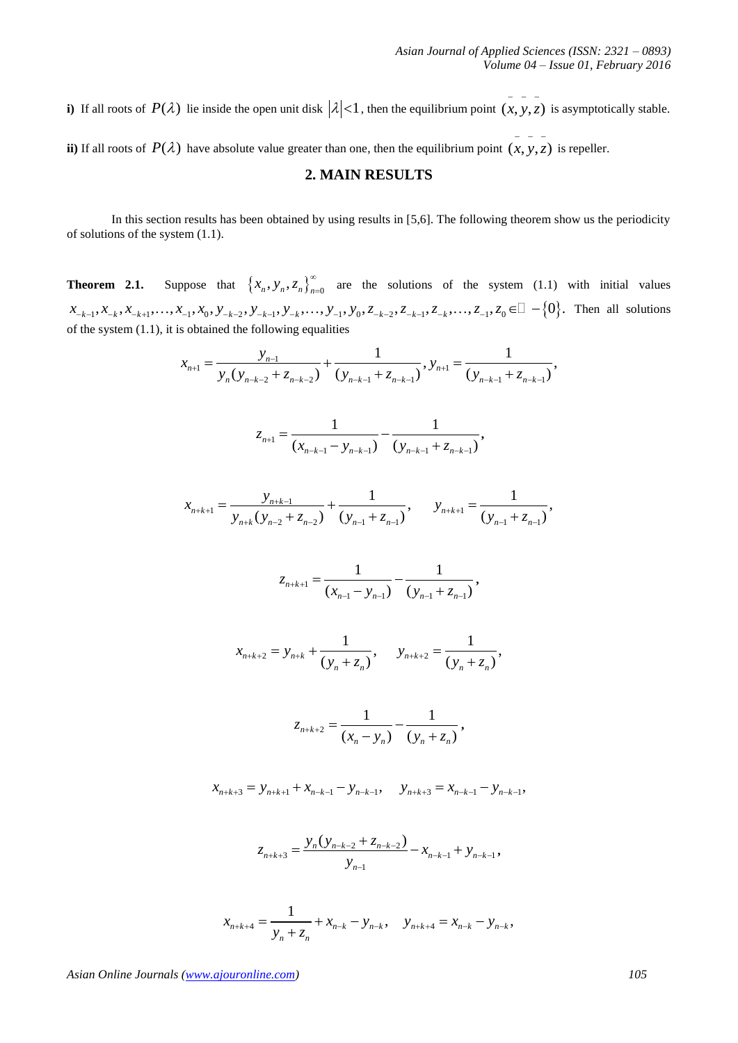**i)** If all roots of $P(\lambda)$ lie inside the open unit disk $|\lambda|<1$, then the equilibrium point $(\bar{x},\bar{y},\bar{z})$ is asymptotically stable.

**ii)** If all roots of $P(\lambda)$ have absolute value greater than one, then the equilibrium point $(\bar{x},\bar{y},\bar{z})$ is repeller.

## 2. MAIN RESULTS

In this section results has been obtained by using results in [5,6]. The following theorem show us the periodicity of solutions of the system (1.1).

**Theorem 2.1.** Suppose that $\{x_n, y_n, z_n\}_{n=0}^{\infty}$ are the solutions of the system (1.1) with initial values $x_{-k-1}, x_{-k}, x_{-k+1}, \ldots, x_{-1}, x_0, y_{-k-2}, y_{-k-1}, y_{-k}, \ldots, y_{-1}, y_0, z_{-k-2}, z_{-k-1}, z_{-k}, \ldots, z_{-1}, z_0 \in \mathbb{R} - \{0\}$. Then all solutions of the system (1.1), it is obtained the following equalities

$$x_{n+1} = \frac{y_{n-1}}{y_n(y_{n-k-2}+z_{n-k-2})} + \frac{1}{(y_{n-k-1}+z_{n-k-1})}, y_{n+1} = \frac{1}{(y_{n-k-1}+z_{n-k-1})},$$

$$z_{n+1} = \frac{1}{(x_{n-k-1}-y_{n-k-1})} - \frac{1}{(y_{n-k-1}+z_{n-k-1})},$$

$$x_{n+k+1} = \frac{y_{n+k-1}}{y_{n+k}(y_{n-2}+z_{n-2})} + \frac{1}{(y_{n-1}+z_{n-1})}, \qquad y_{n+k+1} = \frac{1}{(y_{n-1}+z_{n-1})},$$

$$z_{n+k+1} = \frac{1}{(x_{n-1}-y_{n-1})} - \frac{1}{(y_{n-1}+z_{n-1})},$$

$$x_{n+k+2} = y_{n+k} + \frac{1}{(y_n+z_n)}, \qquad y_{n+k+2} = \frac{1}{(y_n+z_n)},$$

$$z_{n+k+2} = \frac{1}{(x_n-y_n)} - \frac{1}{(y_n+z_n)},$$

$$x_{n+k+3} = y_{n+k+1} + x_{n-k-1} - y_{n-k-1}, \qquad y_{n+k+3} = x_{n-k-1} - y_{n-k-1},$$

$$z_{n+k+3} = \frac{y_n(y_{n-k-2}+z_{n-k-2})}{y_{n-1}} - x_{n-k-1} + y_{n-k-1},$$

$$x_{n+k+4} = \frac{1}{y_n+z_n} + x_{n-k} - y_{n-k}, \quad y_{n+k+4} = x_{n-k} - y_{n-k},$$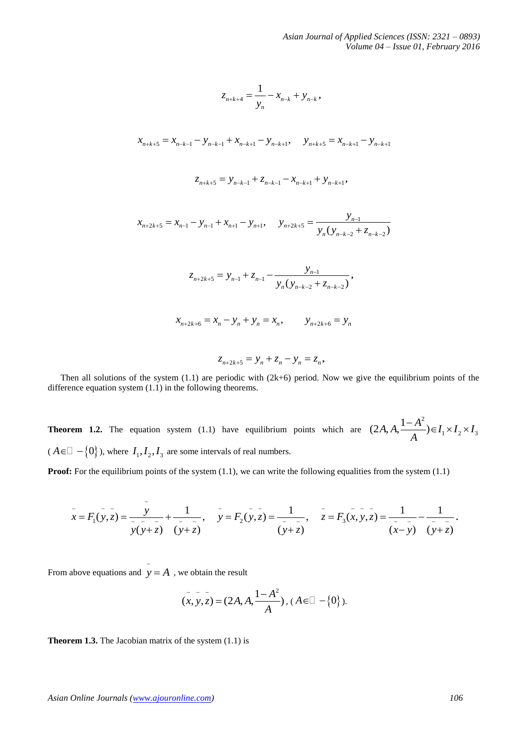$$z_{n+k+4} = \frac{1}{y_n} - x_{n-k} + y_{n-k},$$

$$x_{n+k+5} = x_{n-k-1} - y_{n-k-1} + x_{n-k+1} - y_{n-k+1}, \quad y_{n+k+5} = x_{n-k+1} - y_{n-k+1}$$

$$z_{n+k+5} = y_{n-k-1} + z_{n-k-1} - x_{n-k+1} + y_{n-k+1},$$

$$x_{n+2k+5} = x_{n-1} - y_{n-1} + x_{n+1} - y_{n+1}, \quad y_{n+2k+5} = \frac{y_{n-1}}{y_n(y_{n-k-2} + z_{n-k-2})}$$

$$z_{n+2k+5} = y_{n-1} + z_{n-1} - \frac{y_{n-1}}{y_n(y_{n-k-2} + z_{n-k-2})},$$

$$x_{n+2k+6} = x_n - y_n + y_n = x_n, \qquad y_{n+2k+6} = y_n$$

$$z_{n+2k+5} = y_n + z_n - y_n = z_n,$$

Then all solutions of the system (1.1) are periodic with (2k+6) period. Now we give the equilibrium points of the difference equation system (1.1) in the following theorems.

**Theorem 1.2.** The equation system (1.1) have equilibrium points which are $(2A, A, \frac{1-A^2}{A}) \in I_1 \times I_2 \times I_3$ ($A \in \mathbb{R} - \{0\}$), where $I_1, I_2, I_3$ are some intervals of real numbers.

**Proof:** For the equilibrium points of the system (1.1), we can write the following equalities from the system (1.1)

$$\bar{x} = F_1(\bar{y}, \bar{z}) = \frac{\bar{y}}{\bar{y}(\bar{y} + \bar{z})} + \frac{1}{(\bar{y} + \bar{z})}, \quad \bar{y} = F_2(\bar{y}, \bar{z}) = \frac{1}{(\bar{y} + \bar{z})}, \quad \bar{z} = F_3(\bar{x}, \bar{y}, \bar{z}) = \frac{1}{(\bar{x} - \bar{y})} - \frac{1}{(\bar{y} + \bar{z})}.$$

From above equations and $\bar{y} = A$ , we obtain the result

$$(\bar{x}, \bar{y}, \bar{z}) = (2A, A, \frac{1-A^2}{A}), \; (A \in \mathbb{R} - \{0\}).$$

**Theorem 1.3.** The Jacobian matrix of the system (1.1) is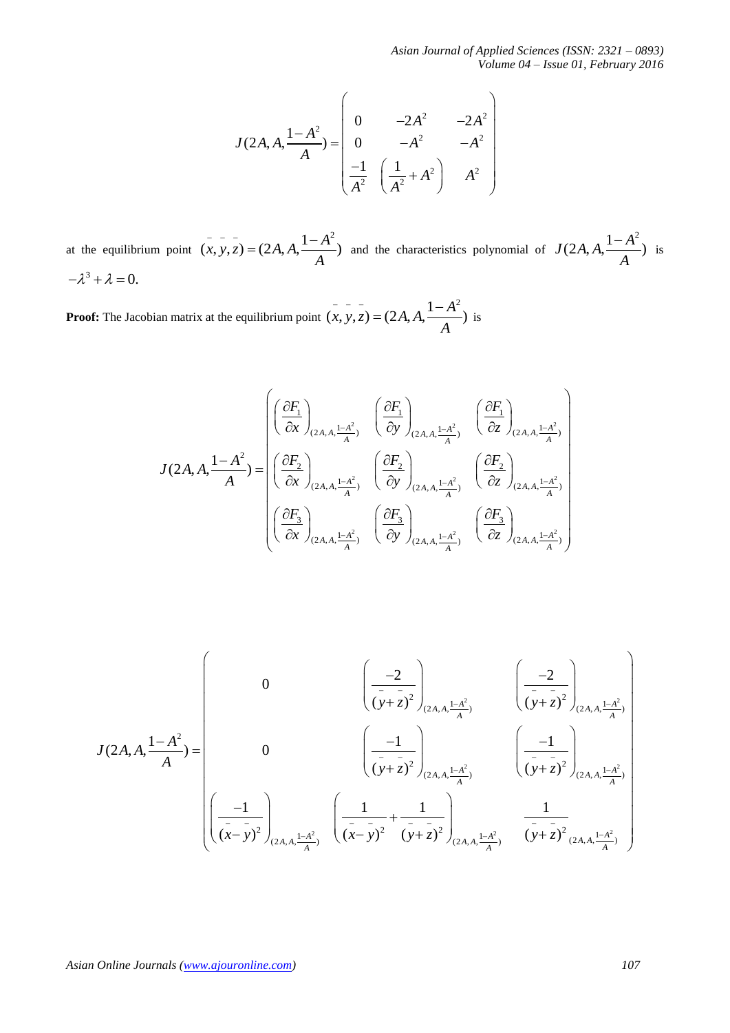$$J(2A, A, \frac{1-A^2}{A}) = \begin{pmatrix} 0 & -2A^2 & -2A^2 \\ 0 & -A^2 & -A^2 \\ \frac{-1}{A^2} & \left(\frac{1}{A^2} + A^2\right) & A^2 \end{pmatrix}$$

at the equilibrium point $(\bar{x}, \bar{y}, \bar{z}) = (2A, A, \frac{1-A^2}{A})$ and the characteristics polynomial of $J(2A, A, \frac{1-A^2}{A})$ is $-\lambda^3 + \lambda = 0.$

**Proof:** The Jacobian matrix at the equilibrium point $(\bar{x}, \bar{y}, \bar{z}) = (2A, A, \frac{1-A^2}{A})$ is

$$J(2A, A, \frac{1-A^2}{A}) = \begin{pmatrix} \left(\frac{\partial F_1}{\partial x}\right)_{(2A,A,\frac{1-A^2}{A})} & \left(\frac{\partial F_1}{\partial y}\right)_{(2A,A,\frac{1-A^2}{A})} & \left(\frac{\partial F_1}{\partial z}\right)_{(2A,A,\frac{1-A^2}{A})} \\ \left(\frac{\partial F_2}{\partial x}\right)_{(2A,A,\frac{1-A^2}{A})} & \left(\frac{\partial F_2}{\partial y}\right)_{(2A,A,\frac{1-A^2}{A})} & \left(\frac{\partial F_2}{\partial z}\right)_{(2A,A,\frac{1-A^2}{A})} \\ \left(\frac{\partial F_3}{\partial x}\right)_{(2A,A,\frac{1-A^2}{A})} & \left(\frac{\partial F_3}{\partial y}\right)_{(2A,A,\frac{1-A^2}{A})} & \left(\frac{\partial F_3}{\partial z}\right)_{(2A,A,\frac{1-A^2}{A})} \end{pmatrix}$$

$$J(2A, A, \frac{1-A^2}{A}) = \begin{pmatrix} 0 & \left(\frac{-2}{(\bar{y}+\bar{z})^2}\right)_{(2A,A,\frac{1-A^2}{A})} & \left(\frac{-2}{(\bar{y}+\bar{z})^2}\right)_{(2A,A,\frac{1-A^2}{A})} \\ 0 & \left(\frac{-1}{(\bar{y}+\bar{z})^2}\right)_{(2A,A,\frac{1-A^2}{A})} & \left(\frac{-1}{(\bar{y}+\bar{z})^2}\right)_{(2A,A,\frac{1-A^2}{A})} \\ \left(\frac{-1}{(\bar{x}-\bar{y})^2}\right)_{(2A,A,\frac{1-A^2}{A})} & \left(\frac{1}{(\bar{x}-\bar{y})^2} + \frac{1}{(\bar{y}+\bar{z})^2}\right)_{(2A,A,\frac{1-A^2}{A})} & \frac{1}{(\bar{y}+\bar{z})^2}_{(2A,A,\frac{1-A^2}{A})} \end{pmatrix}$$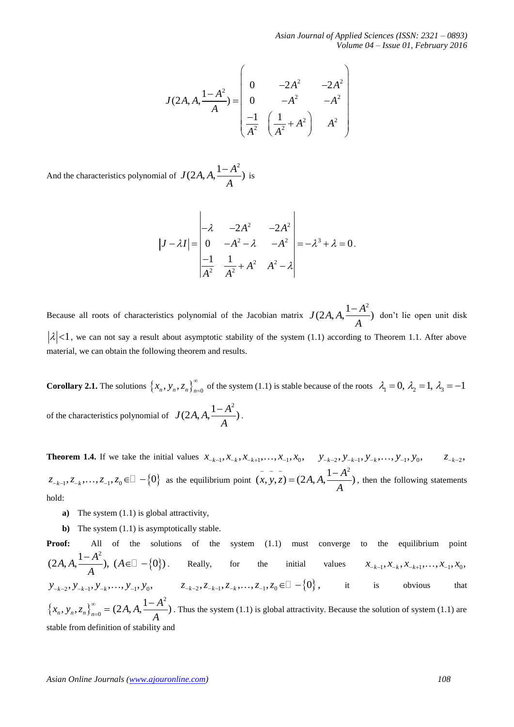$$J(2A, A, \frac{1-A^2}{A}) = \begin{pmatrix} 0 & -2A^2 & -2A^2 \\ 0 & -A^2 & -A^2 \\ \frac{-1}{A^2} & \left(\frac{1}{A^2} + A^2\right) & A^2 \end{pmatrix}$$

And the characteristics polynomial of $J(2A, A, \frac{1-A^2}{A})$ is

$$\left|J - \lambda I\right| = \begin{vmatrix} -\lambda & -2A^2 & -2A^2 \\ 0 & -A^2 - \lambda & -A^2 \\ \frac{-1}{A^2} & \frac{1}{A^2} + A^2 & A^2 - \lambda \end{vmatrix} = -\lambda^3 + \lambda = 0.$$

Because all roots of characteristics polynomial of the Jacobian matrix $J(2A, A, \frac{1-A^2}{A})$ don't lie open unit disk $|\lambda| < 1$, we can not say a result about asymptotic stability of the system (1.1) according to Theorem 1.1. After above material, we can obtain the following theorem and results.

**Corollary 2.1.** The solutions $\{x_n, y_n, z_n\}_{n=0}^{\infty}$ of the system (1.1) is stable because of the roots $\lambda_1 = 0,\ \lambda_2 = 1,\ \lambda_3 = -1$ of the characteristics polynomial of $J(2A, A, \frac{1-A^2}{A})$.

**Theorem 1.4.** If we take the initial values $x_{-k-1}, x_{-k}, x_{-k+1}, \ldots, x_{-1}, x_0$, $y_{-k-2}, y_{-k-1}, y_{-k}, \ldots, y_{-1}, y_0$, $z_{-k-2}$, $z_{-k-1}, z_{-k}, \ldots, z_{-1}, z_0 \in \mathbb{R} - \{0\}$ as the equilibrium point $(\bar{x}, \bar{y}, \bar{z}) = (2A, A, \frac{1-A^2}{A})$, then the following statements hold:

- **a)** The system (1.1) is global attractivity,
- **b)** The system (1.1) is asymptotically stable.

**Proof:** All of the solutions of the system (1.1) must converge to the equilibrium point $(2A, A, \frac{1-A^2}{A}),\ (A \in \mathbb{R} - \{0\})$. Really, for the initial values $x_{-k-1}, x_{-k}, x_{-k+1}, \ldots, x_{-1}, x_0$, $y_{-k-2}, y_{-k-1}, y_{-k}, \ldots, y_{-1}, y_0$, $z_{-k-2}, z_{-k-1}, z_{-k}, \ldots, z_{-1}, z_0 \in \mathbb{R} - \{0\}$, it is obvious that $\{x_n, y_n, z_n\}_{n=0}^{\infty} = (2A, A, \frac{1-A^2}{A})$. Thus the system (1.1) is global attractivity. Because the solution of system (1.1) are stable from definition of stability and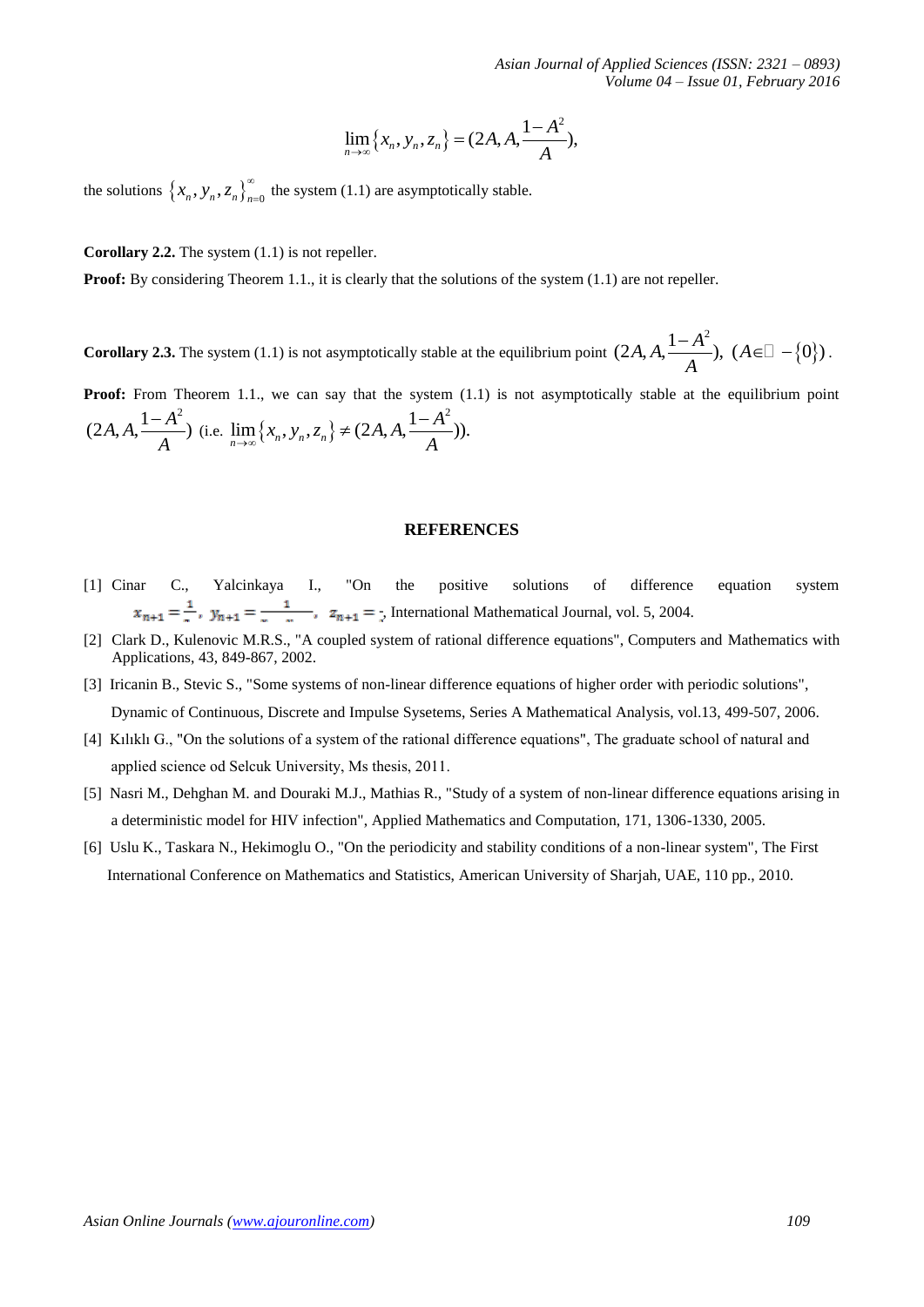$$\lim_{n\to\infty}\{x_n, y_n, z_n\} = (2A, A, \frac{1-A^2}{A}),$$

the solutions $\{x_n, y_n, z_n\}_{n=0}^{\infty}$ the system (1.1) are asymptotically stable.

**Corollary 2.2.** The system (1.1) is not repeller.

**Proof:** By considering Theorem 1.1., it is clearly that the solutions of the system (1.1) are not repeller.

**Corollary 2.3.** The system (1.1) is not asymptotically stable at the equilibrium point $(2A, A, \frac{1-A^2}{A}),\ (A \in \mathbb{R} - \{0\})$.

**Proof:** From Theorem 1.1., we can say that the system (1.1) is not asymptotically stable at the equilibrium point $(2A, A, \frac{1-A^2}{A})$ (i.e. $\lim_{n\to\infty}\{x_n, y_n, z_n\} \neq (2A, A, \frac{1-A^2}{A})$).

## REFERENCES

[1] Cinar C., Yalcinkaya I., "On the positive solutions of difference equation system $x_{n+1} = \frac{1}{-},\ y_{n+1} = \frac{1}{-\ -},\ z_{n+1} = \frac{}{-}$", International Mathematical Journal, vol. 5, 2004.

[2] Clark D., Kulenovic M.R.S., "A coupled system of rational difference equations", Computers and Mathematics with Applications, 43, 849-867, 2002.

[3] Iricanin B., Stevic S., "Some systems of non-linear difference equations of higher order with periodic solutions", Dynamic of Continuous, Discrete and Impulse Sysetems, Series A Mathematical Analysis, vol.13, 499-507, 2006.

[4] Kılıklı G., "On the solutions of a system of the rational difference equations", The graduate school of natural and applied science od Selcuk University, Ms thesis, 2011.

[5] Nasri M., Dehghan M. and Douraki M.J., Mathias R., "Study of a system of non-linear difference equations arising in a deterministic model for HIV infection", Applied Mathematics and Computation, 171, 1306-1330, 2005.

[6] Uslu K., Taskara N., Hekimoglu O., "On the periodicity and stability conditions of a non-linear system", The First International Conference on Mathematics and Statistics, American University of Sharjah, UAE, 110 pp., 2010.